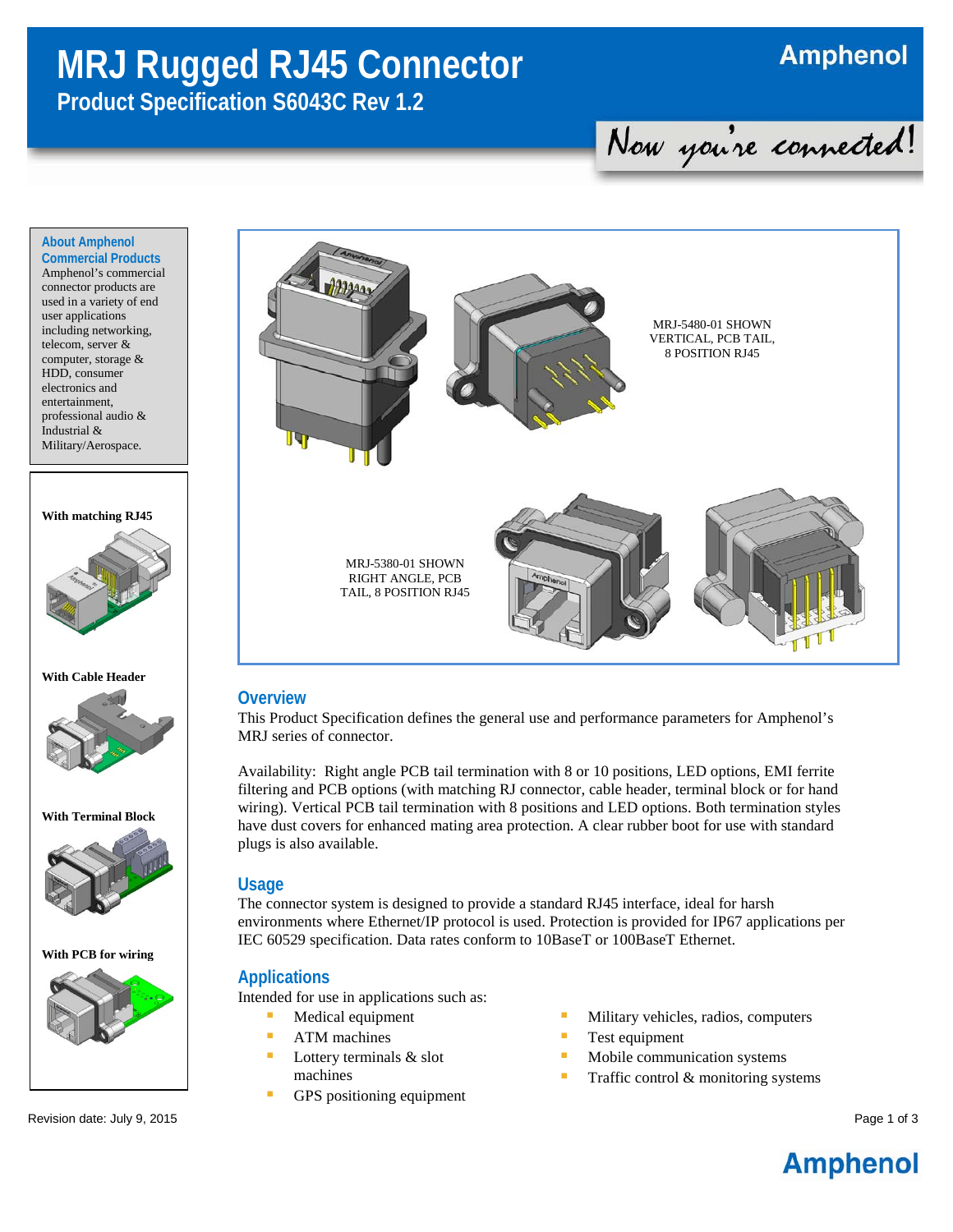# MRJ Rugged RJ45 Connector

## Product Specification S6043C Rev 1.2

Amphenol

Now you're connected!

### About Amphenol Commercial Products

Amphenol's commercial connector products are used in a variety of end user applications including networking, telecom, server & computer, storage & HDD, consumer electronics and entertainment, professional audio & Industrial & Military/Aerospace.

**With matching RJ45**

**With Cable Header**

**With Terminal Block**

**With PCB for wiring**

MRJ-5480-01 SHOWN VERTICAL, PCB TAIL, 8 POSITION RJ45

MRJ-5380-01 SHOWN RIGHT ANGLE, PCB TAIL, 8 POSITION RJ45

## Overview

This Product Specification defines the general use and performance parameters for Amphenol's MRJ series of connector.

Availability: Right angle PCB tail termination with 8 or 10 positions, LED options, EMI ferrite filtering and PCB options (with matching RJ connector, cable header, terminal block or for hand wiring). Vertical PCB tail termination with 8 positions and LED options. Both termination styles have dust covers for enhanced mating area protection. A clear rubber boot for use with standard plugs is also available.

## Usage

The connector system is designed to provide a standard RJ45 interface, ideal for harsh environments where Ethernet/IP protocol is used. Protection is provided for IP67 applications per IEC 60529 specification. Data rates conform to 10BaseT or 100BaseT Ethernet.

## Applications

Intended for use in applications such as:

- Medical equipment
- ATM machines
- Lottery terminals & slot machines
- GPS positioning equipment
- Military vehicles, radios, computers
- Test equipment
- Mobile communication systems
- Traffic control & monitoring systems

Revision date: July 9, 2015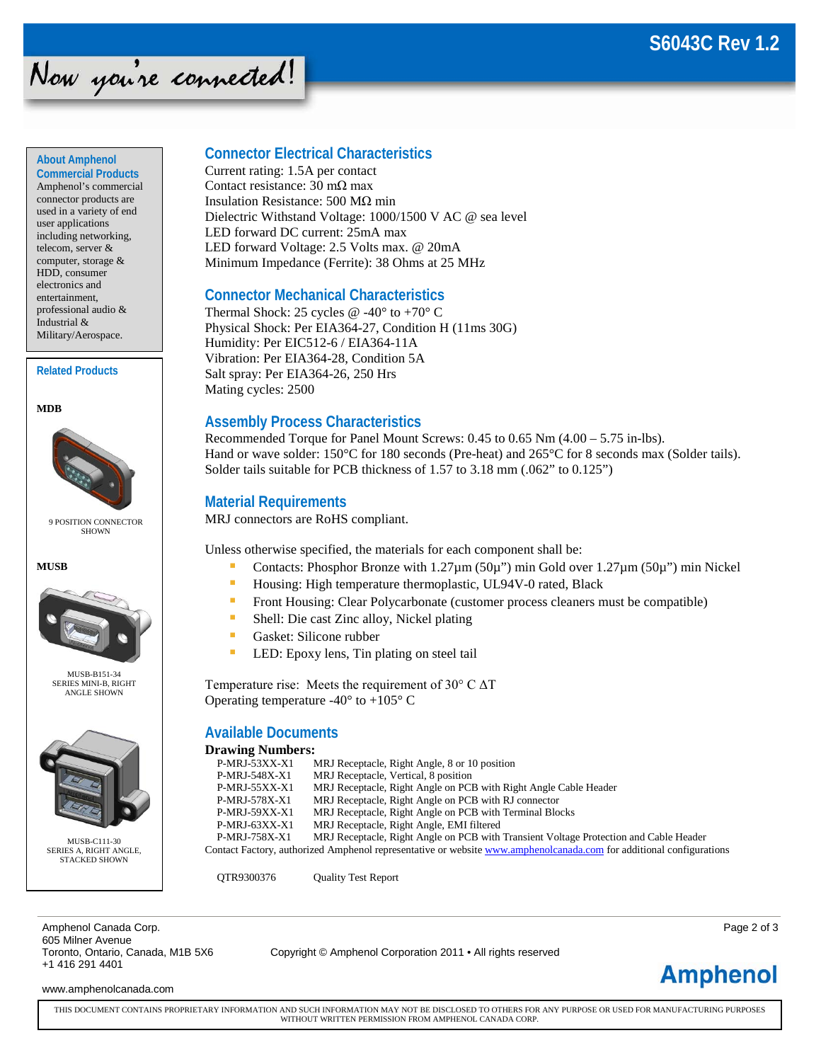## About Amphenol Commercial Products

Amphenol's commercial connector products are used in a variety of end user applications including networking, telecom, server & computer, storage & HDD, consumer electronics and entertainment, professional audio & Industrial & Military/Aerospace.

## Related Products

**MDB**

9 POSITION CONNECTOR SHOWN

**MUSB**

MUSB-B151-34 SERIES MINI-B, RIGHT ANGLE SHOWN

MUSB-C111-30 SERIES A, RIGHT ANGLE, STACKED SHOWN

## Connector Electrical Characteristics

Current rating: 1.5A per contact
Contact resistance: 30 mΩ max
Insulation Resistance: 500 MΩ min
Dielectric Withstand Voltage: 1000/1500 V AC @ sea level
LED forward DC current: 25mA max
LED forward Voltage: 2.5 Volts max. @ 20mA
Minimum Impedance (Ferrite): 38 Ohms at 25 MHz

## Connector Mechanical Characteristics

Thermal Shock: 25 cycles @ -40° to +70° C
Physical Shock: Per EIA364-27, Condition H (11ms 30G)
Humidity: Per EIC512-6 / EIA364-11A
Vibration: Per EIA364-28, Condition 5A
Salt spray: Per EIA364-26, 250 Hrs
Mating cycles: 2500

## Assembly Process Characteristics

Recommended Torque for Panel Mount Screws: 0.45 to 0.65 Nm (4.00 – 5.75 in-lbs).
Hand or wave solder: 150°C for 180 seconds (Pre-heat) and 265°C for 8 seconds max (Solder tails).
Solder tails suitable for PCB thickness of 1.57 to 3.18 mm (.062" to 0.125")

## Material Requirements

MRJ connectors are RoHS compliant.

Unless otherwise specified, the materials for each component shall be:

- Contacts: Phosphor Bronze with 1.27µm (50µ") min Gold over 1.27µm (50µ") min Nickel
- Housing: High temperature thermoplastic, UL94V-0 rated, Black
- Front Housing: Clear Polycarbonate (customer process cleaners must be compatible)
- Shell: Die cast Zinc alloy, Nickel plating
- Gasket: Silicone rubber
- LED: Epoxy lens, Tin plating on steel tail

Temperature rise: Meets the requirement of 30° C ΔT
Operating temperature -40° to +105° C

## Available Documents

**Drawing Numbers:**

| | |
|---|---|
| P-MRJ-53XX-X1 | MRJ Receptacle, Right Angle, 8 or 10 position |
| P-MRJ-548X-X1 | MRJ Receptacle, Vertical, 8 position |
| P-MRJ-55XX-X1 | MRJ Receptacle, Right Angle on PCB with Right Angle Cable Header |
| P-MRJ-578X-X1 | MRJ Receptacle, Right Angle on PCB with RJ connector |
| P-MRJ-59XX-X1 | MRJ Receptacle, Right Angle on PCB with Terminal Blocks |
| P-MRJ-63XX-X1 | MRJ Receptacle, Right Angle, EMI filtered |
| P-MRJ-758X-X1 | MRJ Receptacle, Right Angle on PCB with Transient Voltage Protection and Cable Header |

Contact Factory, authorized Amphenol representative or website www.amphenolcanada.com for additional configurations

| | |
|---|---|
| QTR9300376 | Quality Test Report |

Amphenol Canada Corp.
605 Milner Avenue
Toronto, Ontario, Canada, M1B 5X6
+1 416 291 4401

www.amphenolcanada.com

Copyright © Amphenol Corporation 2011 • All rights reserved

THIS DOCUMENT CONTAINS PROPRIETARY INFORMATION AND SUCH INFORMATION MAY NOT BE DISCLOSED TO OTHERS FOR ANY PURPOSE OR USED FOR MANUFACTURING PURPOSES WITHOUT WRITTEN PERMISSION FROM AMPHENOL CANADA CORP.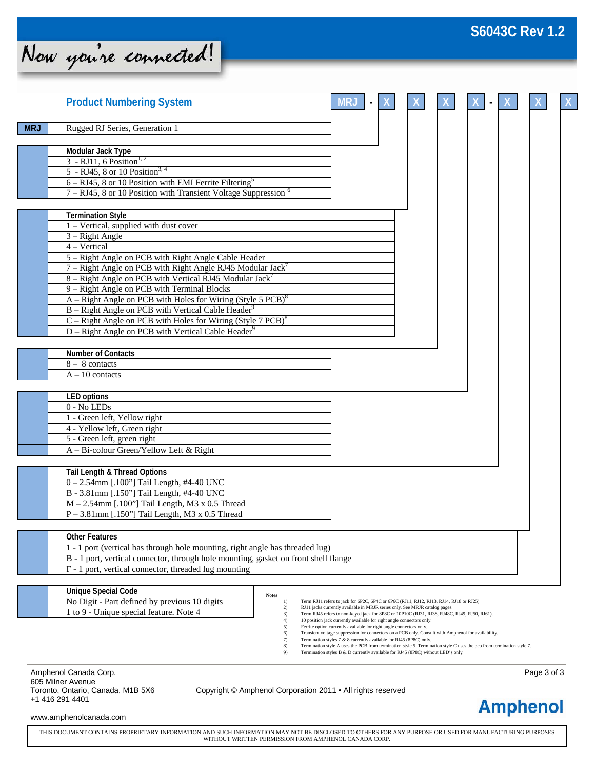Now you're connected!

## Product Numbering System

MRJ - X X X X - X X X

| | |
|---|---|
| MRJ | Rugged RJ Series, Generation 1 |

| | **Modular Jack Type** |
|---|---|
| | 3 - RJ11, 6 Position[1, 2] |
| | 5 - RJ45, 8 or 10 Position[3, 4] |
| | 6 – RJ45, 8 or 10 Position with EMI Ferrite Filtering[5] |
| | 7 – RJ45, 8 or 10 Position with Transient Voltage Suppression [6] |

| | **Termination Style** |
|---|---|
| | 1 – Vertical, supplied with dust cover |
| | 3 – Right Angle |
| | 4 – Vertical |
| | 5 – Right Angle on PCB with Right Angle Cable Header |
| | 7 – Right Angle on PCB with Right Angle RJ45 Modular Jack[7] |
| | 8 – Right Angle on PCB with Vertical RJ45 Modular Jack[7] |
| | 9 – Right Angle on PCB with Terminal Blocks |
| | A – Right Angle on PCB with Holes for Wiring (Style 5 PCB)[8] |
| | B – Right Angle on PCB with Vertical Cable Header[9] |
| | C – Right Angle on PCB with Holes for Wiring (Style 7 PCB)[8] |
| | D – Right Angle on PCB with Vertical Cable Header[9] |

| | **Number of Contacts** |
|---|---|
| | 8 – 8 contacts |
| | A – 10 contacts |

| | **LED options** |
|---|---|
| | 0 - No LEDs |
| | 1 - Green left, Yellow right |
| | 4 - Yellow left, Green right |
| | 5 - Green left, green right |
| | A – Bi-colour Green/Yellow Left & Right |

| | **Tail Length & Thread Options** |
|---|---|
| | 0 – 2.54mm [.100"] Tail Length, #4-40 UNC |
| | B - 3.81mm [.150"] Tail Length, #4-40 UNC |
| | M – 2.54mm [.100"] Tail Length, M3 x 0.5 Thread |
| | P – 3.81mm [.150"] Tail Length, M3 x 0.5 Thread |

| | **Other Features** |
|---|---|
| | 1 - 1 port (vertical has through hole mounting, right angle has threaded lug) |
| | B - 1 port, vertical connector, through hole mounting, gasket on front shell flange |
| | F - 1 port, vertical connector, threaded lug mounting |

| | **Unique Special Code** |
|---|---|
| | No Digit - Part defined by previous 10 digits |
| | 1 to 9 - Unique special feature. Note 4 |

**Notes**

1) Term RJ11 refers to jack for 6P2C, 6P4C or 6P6C (RJ11, RJ12, RJ13, RJ14, RJ18 or RJ25)
2) RJ11 jacks currently available in MRJR series only. See MRJR catalog pages.
3) Term RJ45 refers to non-keyed jack for 8P8C or 10P10C (RJ31, RJ38, RJ48C, RJ49, RJ50, RJ61).
4) 10 position jack currently available for right angle connectors only.
5) Ferrite option currently available for right angle connectors only.
6) Transient voltage suppression for connectors on a PCB only. Consult with Amphenol for availability.
7) Termination styles 7 & 8 currently available for RJ45 (8P8C) only.
8) Termination style A uses the PCB from termination style 5. Termination style C uses the pcb from termination style 7.
9) Termination styles B & D currently available for RJ45 (8P8C) without LED's only.

Amphenol Canada Corp.
605 Milner Avenue
Toronto, Ontario, Canada, M1B 5X6
+1 416 291 4401

www.amphenolcanada.com

Copyright © Amphenol Corporation 2011 • All rights reserved

Amphenol

THIS DOCUMENT CONTAINS PROPRIETARY INFORMATION AND SUCH INFORMATION MAY NOT BE DISCLOSED TO OTHERS FOR ANY PURPOSE OR USED FOR MANUFACTURING PURPOSES WITHOUT WRITTEN PERMISSION FROM AMPHENOL CANADA CORP.